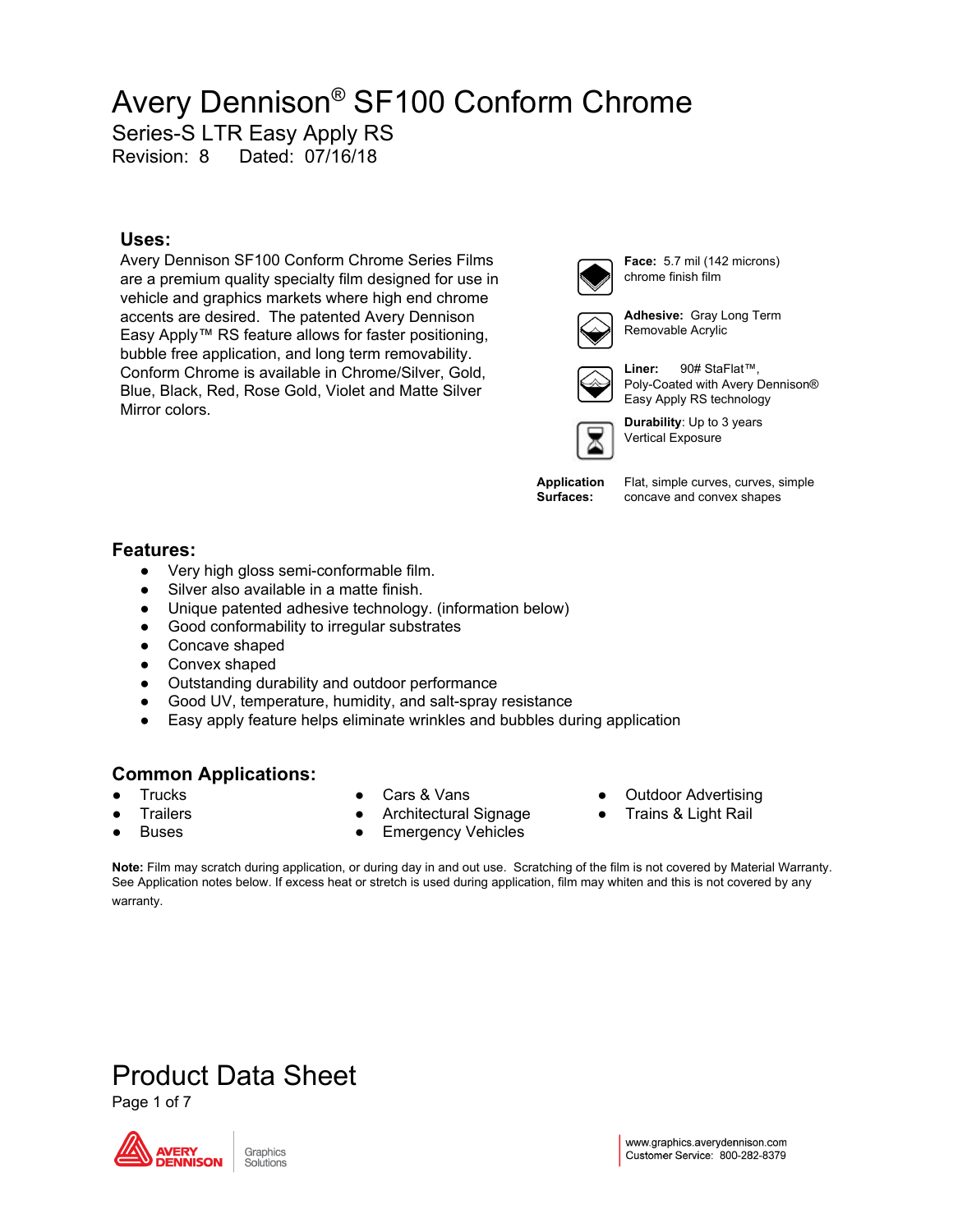# Avery Dennison® SF100 Conform Chrome

Series-S LTR Easy Apply RS

Revision: 8  Dated: 07/16/18

## Uses:

Avery Dennison SF100 Conform Chrome Series Films are a premium quality specialty film designed for use in vehicle and graphics markets where high end chrome accents are desired. The patented Avery Dennison Easy Apply™ RS feature allows for faster positioning, bubble free application, and long term removability. Conform Chrome is available in Chrome/Silver, Gold, Blue, Black, Red, Rose Gold, Violet and Matte Silver Mirror colors.

**Face:** 5.7 mil (142 microns) chrome finish film

**Adhesive:** Gray Long Term Removable Acrylic

**Liner:** 90# StaFlat™, Poly-Coated with Avery Dennison® Easy Apply RS technology

**Durability**: Up to 3 years Vertical Exposure

**Application Surfaces:** Flat, simple curves, curves, simple concave and convex shapes

## Features:

- Very high gloss semi-conformable film.
- Silver also available in a matte finish.
- Unique patented adhesive technology. (information below)
- Good conformability to irregular substrates
- Concave shaped
- Convex shaped
- Outstanding durability and outdoor performance
- Good UV, temperature, humidity, and salt-spray resistance
- Easy apply feature helps eliminate wrinkles and bubbles during application

## Common Applications:

- Trucks
- Trailers
- Buses
- Cars & Vans
- Architectural Signage
- Emergency Vehicles
- Outdoor Advertising
- Trains & Light Rail

**Note:** Film may scratch during application, or during day in and out use. Scratching of the film is not covered by Material Warranty. See Application notes below. If excess heat or stretch is used during application, film may whiten and this is not covered by any warranty.

# Product Data Sheet

www.graphics.averydennison.com
Customer Service: 800-282-8379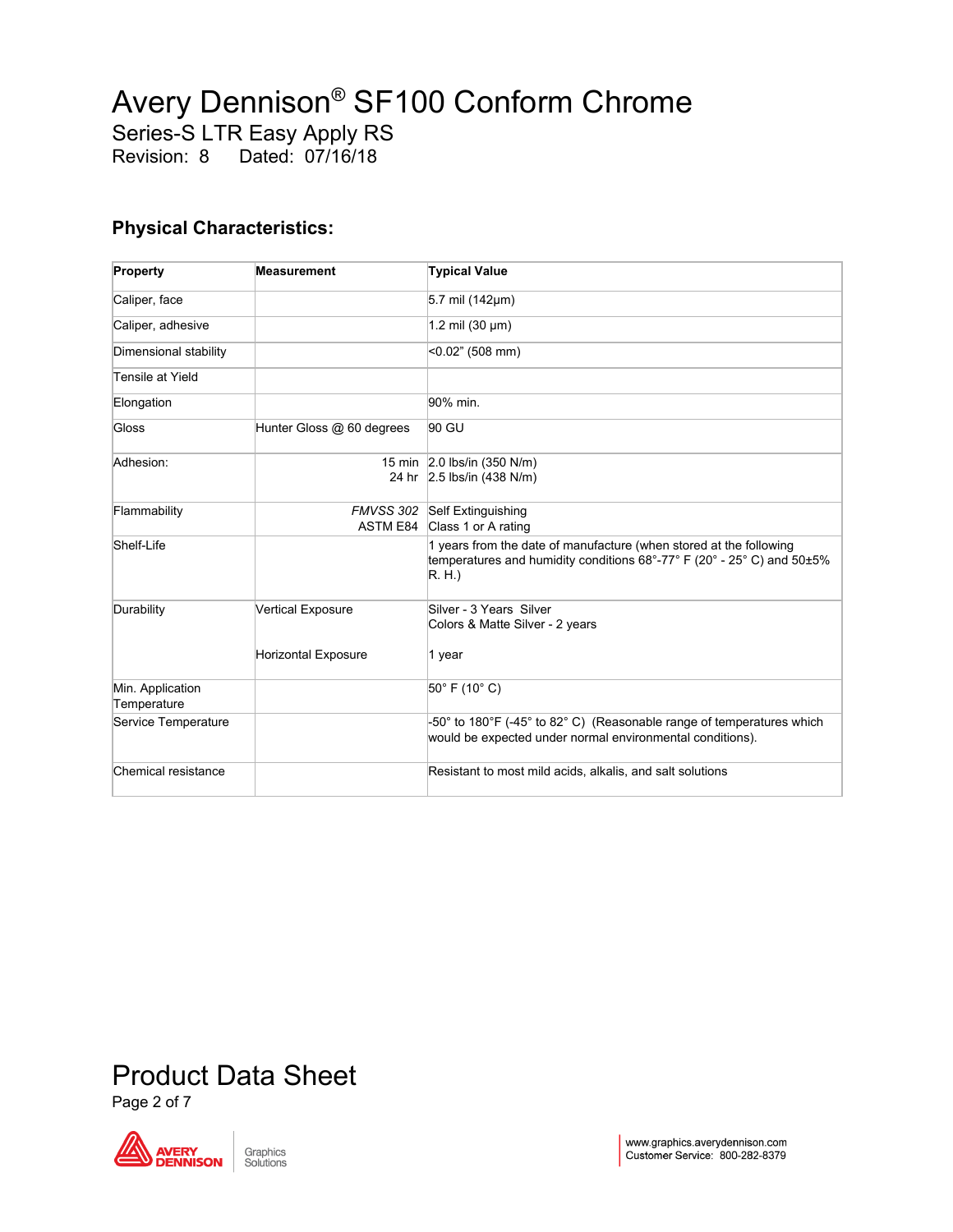# Avery Dennison® SF100 Conform Chrome

Series-S LTR Easy Apply RS

Revision: 8 Dated: 07/16/18

## Physical Characteristics:

| Property | Measurement | Typical Value |
|---|---|---|
| Caliper, face | | 5.7 mil (142µm) |
| Caliper, adhesive | | 1.2 mil (30 µm) |
| Dimensional stability | | <0.02" (508 mm) |
| Tensile at Yield | | |
| Elongation | | 90% min. |
| Gloss | Hunter Gloss @ 60 degrees | 90 GU |
| Adhesion: | 15 min<br>24 hr | 2.0 lbs/in (350 N/m)<br>2.5 lbs/in (438 N/m) |
| Flammability | *FMVSS 302*<br>ASTM E84 | Self Extinguishing<br>Class 1 or A rating |
| Shelf-Life | | 1 years from the date of manufacture (when stored at the following temperatures and humidity conditions 68°-77° F (20° - 25° C) and 50±5% R. H.) |
| Durability | Vertical Exposure<br><br>Horizontal Exposure | Silver - 3 Years Silver<br>Colors & Matte Silver - 2 years<br><br>1 year |
| Min. Application Temperature | | 50° F (10° C) |
| Service Temperature | | -50° to 180°F (-45° to 82° C) (Reasonable range of temperatures which would be expected under normal environmental conditions). |
| Chemical resistance | | Resistant to most mild acids, alkalis, and salt solutions |

Product Data Sheet

www.graphics.averydennison.com
Customer Service: 800-282-8379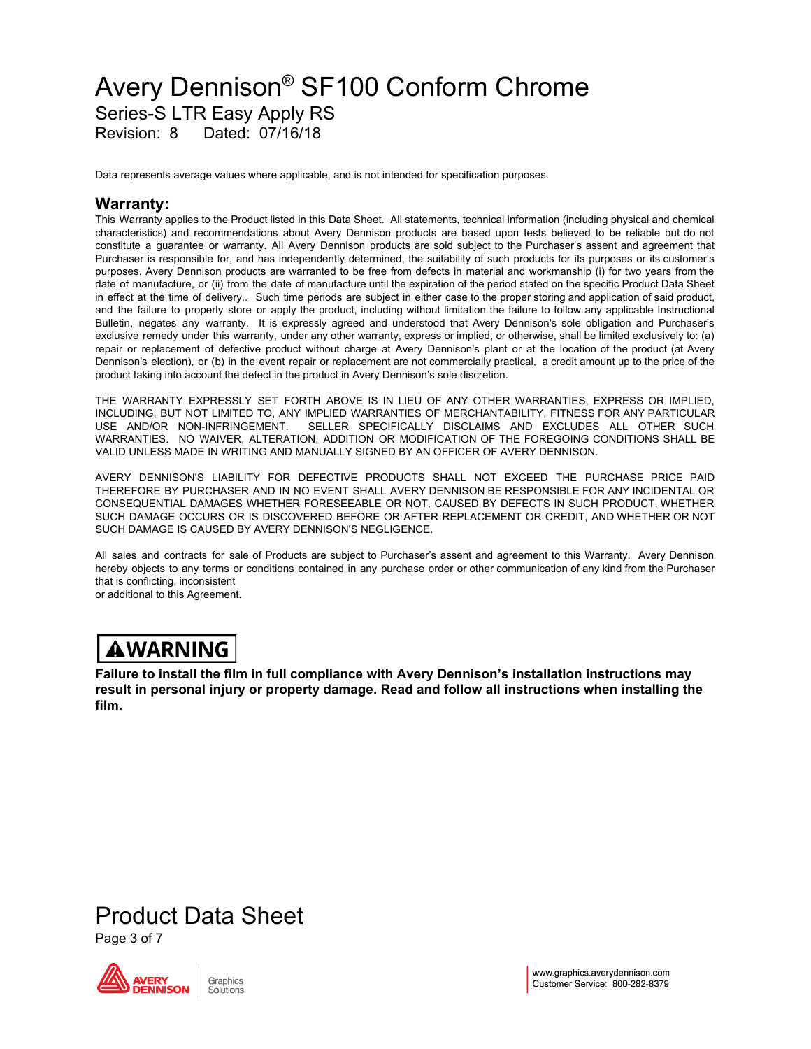# Avery Dennison® SF100 Conform Chrome

## Series-S LTR Easy Apply RS

Revision: 8 Dated: 07/16/18

Data represents average values where applicable, and is not intended for specification purposes.

## Warranty:

This Warranty applies to the Product listed in this Data Sheet. All statements, technical information (including physical and chemical characteristics) and recommendations about Avery Dennison products are based upon tests believed to be reliable but do not constitute a guarantee or warranty. All Avery Dennison products are sold subject to the Purchaser's assent and agreement that Purchaser is responsible for, and has independently determined, the suitability of such products for its purposes or its customer's purposes. Avery Dennison products are warranted to be free from defects in material and workmanship (i) for two years from the date of manufacture, or (ii) from the date of manufacture until the expiration of the period stated on the specific Product Data Sheet in effect at the time of delivery.. Such time periods are subject in either case to the proper storing and application of said product, and the failure to properly store or apply the product, including without limitation the failure to follow any applicable Instructional Bulletin, negates any warranty. It is expressly agreed and understood that Avery Dennison's sole obligation and Purchaser's exclusive remedy under this warranty, under any other warranty, express or implied, or otherwise, shall be limited exclusively to: (a) repair or replacement of defective product without charge at Avery Dennison's plant or at the location of the product (at Avery Dennison's election), or (b) in the event repair or replacement are not commercially practical, a credit amount up to the price of the product taking into account the defect in the product in Avery Dennison's sole discretion.

THE WARRANTY EXPRESSLY SET FORTH ABOVE IS IN LIEU OF ANY OTHER WARRANTIES, EXPRESS OR IMPLIED, INCLUDING, BUT NOT LIMITED TO, ANY IMPLIED WARRANTIES OF MERCHANTABILITY, FITNESS FOR ANY PARTICULAR USE AND/OR NON-INFRINGEMENT. SELLER SPECIFICALLY DISCLAIMS AND EXCLUDES ALL OTHER SUCH WARRANTIES. NO WAIVER, ALTERATION, ADDITION OR MODIFICATION OF THE FOREGOING CONDITIONS SHALL BE VALID UNLESS MADE IN WRITING AND MANUALLY SIGNED BY AN OFFICER OF AVERY DENNISON.

AVERY DENNISON'S LIABILITY FOR DEFECTIVE PRODUCTS SHALL NOT EXCEED THE PURCHASE PRICE PAID THEREFORE BY PURCHASER AND IN NO EVENT SHALL AVERY DENNISON BE RESPONSIBLE FOR ANY INCIDENTAL OR CONSEQUENTIAL DAMAGES WHETHER FORESEEABLE OR NOT, CAUSED BY DEFECTS IN SUCH PRODUCT, WHETHER SUCH DAMAGE OCCURS OR IS DISCOVERED BEFORE OR AFTER REPLACEMENT OR CREDIT, AND WHETHER OR NOT SUCH DAMAGE IS CAUSED BY AVERY DENNISON'S NEGLIGENCE.

All sales and contracts for sale of Products are subject to Purchaser's assent and agreement to this Warranty. Avery Dennison hereby objects to any terms or conditions contained in any purchase order or other communication of any kind from the Purchaser that is conflicting, inconsistent
or additional to this Agreement.

## ⚠WARNING

**Failure to install the film in full compliance with Avery Dennison's installation instructions may result in personal injury or property damage. Read and follow all instructions when installing the film.**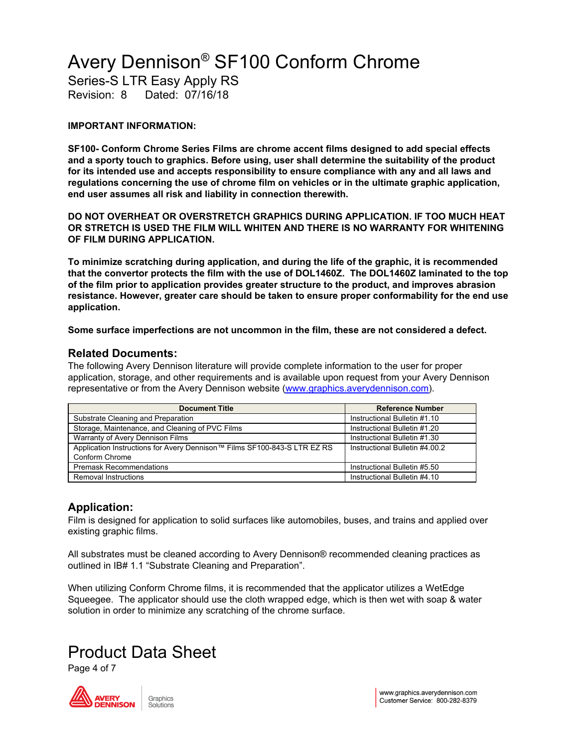# Avery Dennison® SF100 Conform Chrome

Series-S LTR Easy Apply RS

Revision: 8 Dated: 07/16/18

**IMPORTANT INFORMATION:**

**SF100- Conform Chrome Series Films are chrome accent films designed to add special effects and a sporty touch to graphics. Before using, user shall determine the suitability of the product for its intended use and accepts responsibility to ensure compliance with any and all laws and regulations concerning the use of chrome film on vehicles or in the ultimate graphic application, end user assumes all risk and liability in connection therewith.**

**DO NOT OVERHEAT OR OVERSTRETCH GRAPHICS DURING APPLICATION. IF TOO MUCH HEAT OR STRETCH IS USED THE FILM WILL WHITEN AND THERE IS NO WARRANTY FOR WHITENING OF FILM DURING APPLICATION.**

**To minimize scratching during application, and during the life of the graphic, it is recommended that the convertor protects the film with the use of DOL1460Z. The DOL1460Z laminated to the top of the film prior to application provides greater structure to the product, and improves abrasion resistance. However, greater care should be taken to ensure proper conformability for the end use application.**

**Some surface imperfections are not uncommon in the film, these are not considered a defect.**

## Related Documents:

The following Avery Dennison literature will provide complete information to the user for proper application, storage, and other requirements and is available upon request from your Avery Dennison representative or from the Avery Dennison website (www.graphics.averydennison.com).

| Document Title | Reference Number |
|---|---|
| Substrate Cleaning and Preparation | Instructional Bulletin #1.10 |
| Storage, Maintenance, and Cleaning of PVC Films | Instructional Bulletin #1.20 |
| Warranty of Avery Dennison Films | Instructional Bulletin #1.30 |
| Application Instructions for Avery Dennison™ Films SF100-843-S LTR EZ RS Conform Chrome | Instructional Bulletin #4.00.2 |
| Premask Recommendations | Instructional Bulletin #5.50 |
| Removal Instructions | Instructional Bulletin #4.10 |

## Application:

Film is designed for application to solid surfaces like automobiles, buses, and trains and applied over existing graphic films.

All substrates must be cleaned according to Avery Dennison® recommended cleaning practices as outlined in IB# 1.1 "Substrate Cleaning and Preparation".

When utilizing Conform Chrome films, it is recommended that the applicator utilizes a WetEdge Squeegee. The applicator should use the cloth wrapped edge, which is then wet with soap & water solution in order to minimize any scratching of the chrome surface.

# Product Data Sheet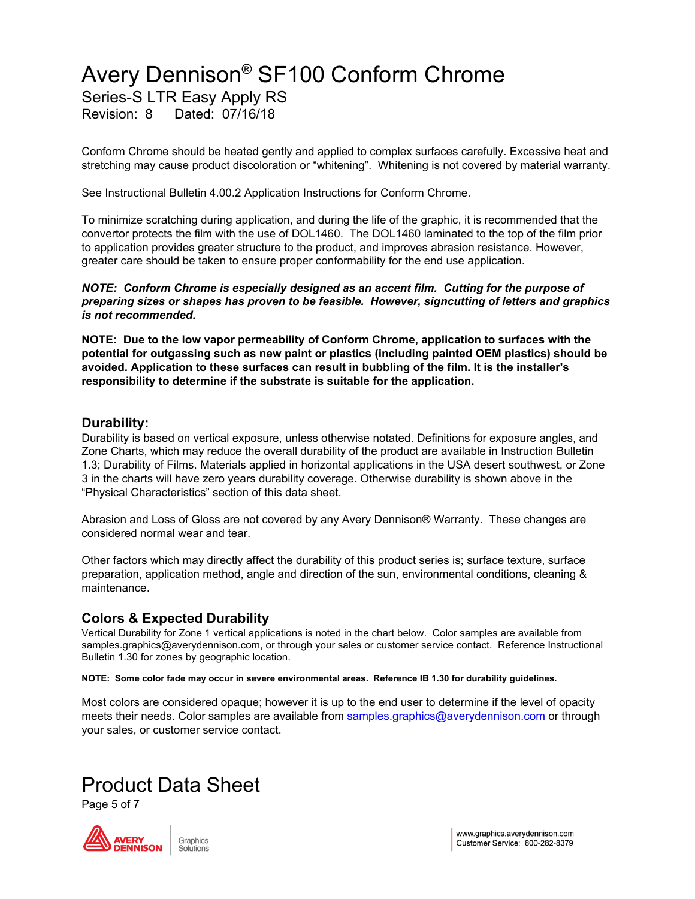Conform Chrome should be heated gently and applied to complex surfaces carefully. Excessive heat and stretching may cause product discoloration or "whitening". Whitening is not covered by material warranty.

See Instructional Bulletin 4.00.2 Application Instructions for Conform Chrome.

To minimize scratching during application, and during the life of the graphic, it is recommended that the convertor protects the film with the use of DOL1460. The DOL1460 laminated to the top of the film prior to application provides greater structure to the product, and improves abrasion resistance. However, greater care should be taken to ensure proper conformability for the end use application.

***NOTE: Conform Chrome is especially designed as an accent film. Cutting for the purpose of preparing sizes or shapes has proven to be feasible. However, signcutting of letters and graphics is not recommended.***

**NOTE: Due to the low vapor permeability of Conform Chrome, application to surfaces with the potential for outgassing such as new paint or plastics (including painted OEM plastics) should be avoided. Application to these surfaces can result in bubbling of the film. It is the installer's responsibility to determine if the substrate is suitable for the application.**

## Durability:

Durability is based on vertical exposure, unless otherwise notated. Definitions for exposure angles, and Zone Charts, which may reduce the overall durability of the product are available in Instruction Bulletin 1.3; Durability of Films. Materials applied in horizontal applications in the USA desert southwest, or Zone 3 in the charts will have zero years durability coverage. Otherwise durability is shown above in the "Physical Characteristics" section of this data sheet.

Abrasion and Loss of Gloss are not covered by any Avery Dennison® Warranty. These changes are considered normal wear and tear.

Other factors which may directly affect the durability of this product series is; surface texture, surface preparation, application method, angle and direction of the sun, environmental conditions, cleaning & maintenance.

## Colors & Expected Durability

Vertical Durability for Zone 1 vertical applications is noted in the chart below. Color samples are available from samples.graphics@averydennison.com, or through your sales or customer service contact. Reference Instructional Bulletin 1.30 for zones by geographic location.

**NOTE: Some color fade may occur in severe environmental areas. Reference IB 1.30 for durability guidelines.**

Most colors are considered opaque; however it is up to the end user to determine if the level of opacity meets their needs. Color samples are available from samples.graphics@averydennison.com or through your sales, or customer service contact.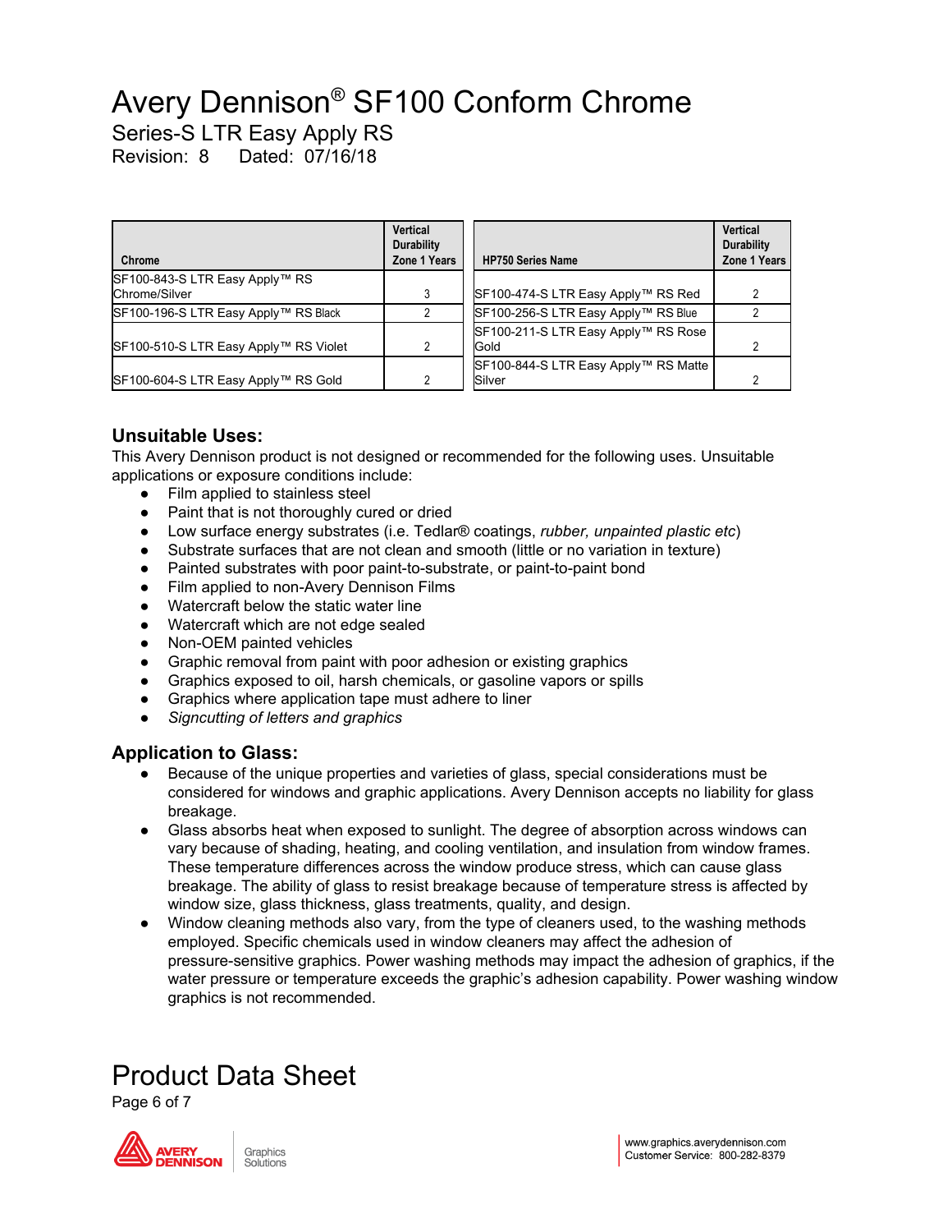# Avery Dennison® SF100 Conform Chrome

Series-S LTR Easy Apply RS

Revision: 8 Dated: 07/16/18

| Chrome | Vertical Durability Zone 1 Years |
|---|---|
| SF100-843-S LTR Easy Apply™ RS Chrome/Silver | 3 |
| SF100-196-S LTR Easy Apply™ RS Black | 2 |
| SF100-510-S LTR Easy Apply™ RS Violet | 2 |
| SF100-604-S LTR Easy Apply™ RS Gold | 2 |

| HP750 Series Name | Vertical Durability Zone 1 Years |
|---|---|
| SF100-474-S LTR Easy Apply™ RS Red | 2 |
| SF100-256-S LTR Easy Apply™ RS Blue | 2 |
| SF100-211-S LTR Easy Apply™ RS Rose Gold | 2 |
| SF100-844-S LTR Easy Apply™ RS Matte Silver | 2 |

## Unsuitable Uses:

This Avery Dennison product is not designed or recommended for the following uses. Unsuitable applications or exposure conditions include:

- Film applied to stainless steel
- Paint that is not thoroughly cured or dried
- Low surface energy substrates (i.e. Tedlar® coatings, *rubber, unpainted plastic etc*)
- Substrate surfaces that are not clean and smooth (little or no variation in texture)
- Painted substrates with poor paint-to-substrate, or paint-to-paint bond
- Film applied to non-Avery Dennison Films
- Watercraft below the static water line
- Watercraft which are not edge sealed
- Non-OEM painted vehicles
- Graphic removal from paint with poor adhesion or existing graphics
- Graphics exposed to oil, harsh chemicals, or gasoline vapors or spills
- Graphics where application tape must adhere to liner
- *Signcutting of letters and graphics*

## Application to Glass:

- Because of the unique properties and varieties of glass, special considerations must be considered for windows and graphic applications. Avery Dennison accepts no liability for glass breakage.
- Glass absorbs heat when exposed to sunlight. The degree of absorption across windows can vary because of shading, heating, and cooling ventilation, and insulation from window frames. These temperature differences across the window produce stress, which can cause glass breakage. The ability of glass to resist breakage because of temperature stress is affected by window size, glass thickness, glass treatments, quality, and design.
- Window cleaning methods also vary, from the type of cleaners used, to the washing methods employed. Specific chemicals used in window cleaners may affect the adhesion of pressure-sensitive graphics. Power washing methods may impact the adhesion of graphics, if the water pressure or temperature exceeds the graphic's adhesion capability. Power washing window graphics is not recommended.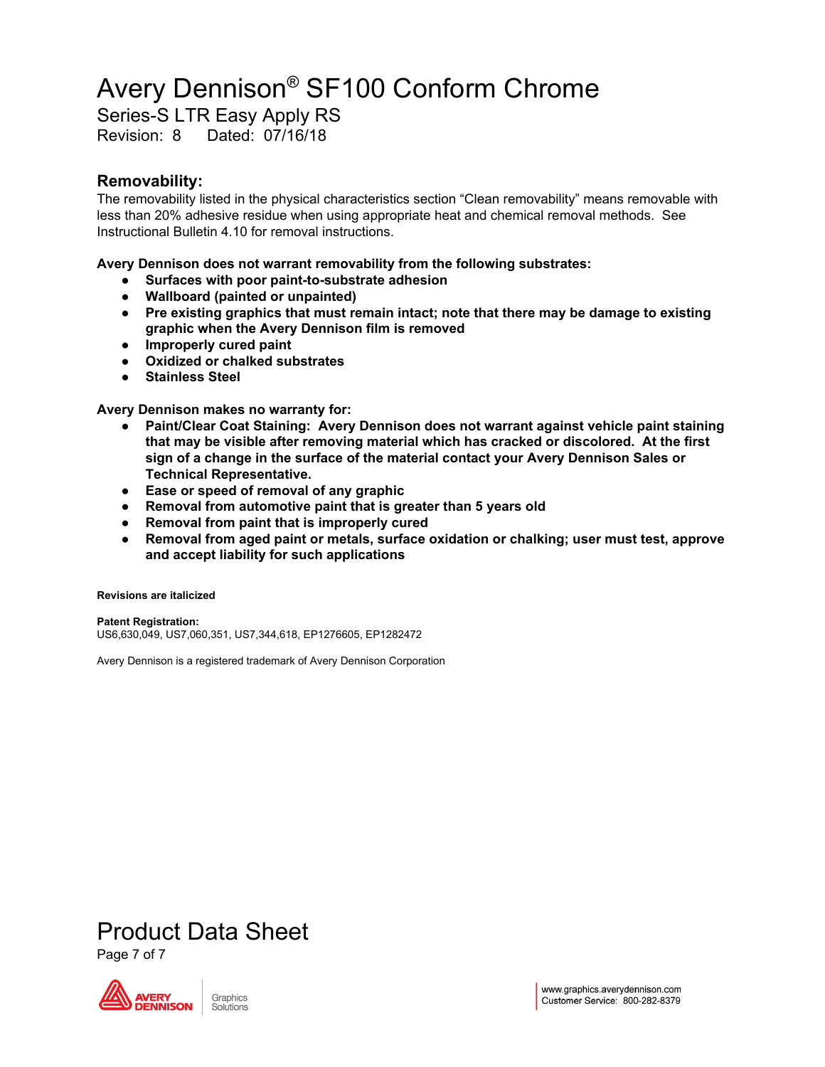## Removability:

The removability listed in the physical characteristics section "Clean removability" means removable with less than 20% adhesive residue when using appropriate heat and chemical removal methods. See Instructional Bulletin 4.10 for removal instructions.

**Avery Dennison does not warrant removability from the following substrates:**

- **Surfaces with poor paint-to-substrate adhesion**
- **Wallboard (painted or unpainted)**
- **Pre existing graphics that must remain intact; note that there may be damage to existing graphic when the Avery Dennison film is removed**
- **Improperly cured paint**
- **Oxidized or chalked substrates**
- **Stainless Steel**

**Avery Dennison makes no warranty for:**

- **Paint/Clear Coat Staining: Avery Dennison does not warrant against vehicle paint staining that may be visible after removing material which has cracked or discolored. At the first sign of a change in the surface of the material contact your Avery Dennison Sales or Technical Representative.**
- **Ease or speed of removal of any graphic**
- **Removal from automotive paint that is greater than 5 years old**
- **Removal from paint that is improperly cured**
- **Removal from aged paint or metals, surface oxidation or chalking; user must test, approve and accept liability for such applications**

**Revisions are italicized**

**Patent Registration:**
US6,630,049, US7,060,351, US7,344,618, EP1276605, EP1282472

Avery Dennison is a registered trademark of Avery Dennison Corporation